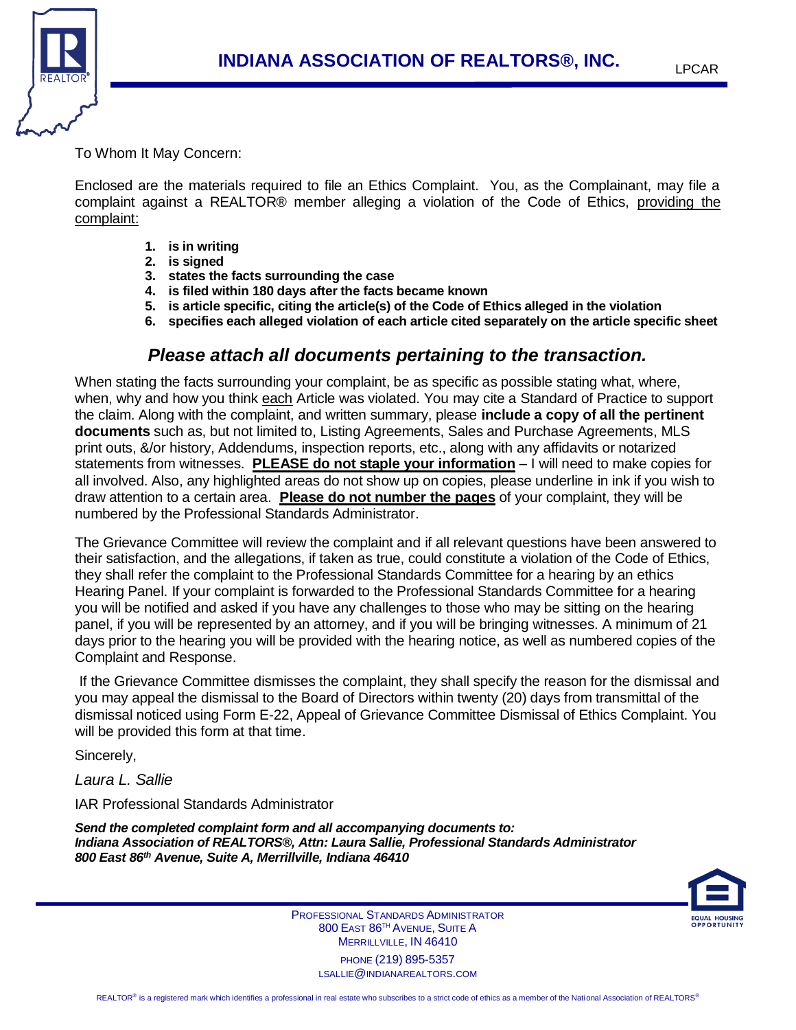# INDIANA ASSOCIATION OF REALTORS®, INC.

LPCAR

To Whom It May Concern:

Enclosed are the materials required to file an Ethics Complaint. You, as the Complainant, may file a complaint against a REALTOR® member alleging a violation of the Code of Ethics, providing the complaint:

1. **is in writing**
2. **is signed**
3. **states the facts surrounding the case**
4. **is filed within 180 days after the facts became known**
5. **is article specific, citing the article(s) of the Code of Ethics alleged in the violation**
6. **specifies each alleged violation of each article cited separately on the article specific sheet**

### *Please attach all documents pertaining to the transaction.*

When stating the facts surrounding your complaint, be as specific as possible stating what, where, when, why and how you think each Article was violated. You may cite a Standard of Practice to support the claim. Along with the complaint, and written summary, please **include a copy of all the pertinent documents** such as, but not limited to, Listing Agreements, Sales and Purchase Agreements, MLS print outs, &/or history, Addendums, inspection reports, etc., along with any affidavits or notarized statements from witnesses. **PLEASE do not staple your information** – I will need to make copies for all involved. Also, any highlighted areas do not show up on copies, please underline in ink if you wish to draw attention to a certain area. **Please do not number the pages** of your complaint, they will be numbered by the Professional Standards Administrator.

The Grievance Committee will review the complaint and if all relevant questions have been answered to their satisfaction, and the allegations, if taken as true, could constitute a violation of the Code of Ethics, they shall refer the complaint to the Professional Standards Committee for a hearing by an ethics Hearing Panel. If your complaint is forwarded to the Professional Standards Committee for a hearing you will be notified and asked if you have any challenges to those who may be sitting on the hearing panel, if you will be represented by an attorney, and if you will be bringing witnesses. A minimum of 21 days prior to the hearing you will be provided with the hearing notice, as well as numbered copies of the Complaint and Response.

If the Grievance Committee dismisses the complaint, they shall specify the reason for the dismissal and you may appeal the dismissal to the Board of Directors within twenty (20) days from transmittal of the dismissal noticed using Form E-22, Appeal of Grievance Committee Dismissal of Ethics Complaint. You will be provided this form at that time.

Sincerely,

*Laura L. Sallie*

IAR Professional Standards Administrator

***Send the completed complaint form and all accompanying documents to:***
***Indiana Association of REALTORS®, Attn: Laura Sallie, Professional Standards Administrator***
***800 East 86th Avenue, Suite A, Merrillville, Indiana 46410***

PROFESSIONAL STANDARDS ADMINISTRATOR
800 EAST 86TH AVENUE, SUITE A
MERRILLVILLE, IN 46410
PHONE (219) 895-5357
LSALLIE@INDIANAREALTORS.COM

EQUAL HOUSING OPPORTUNITY

REALTOR® is a registered mark which identifies a professional in real estate who subscribes to a strict code of ethics as a member of the National Association of REALTORS®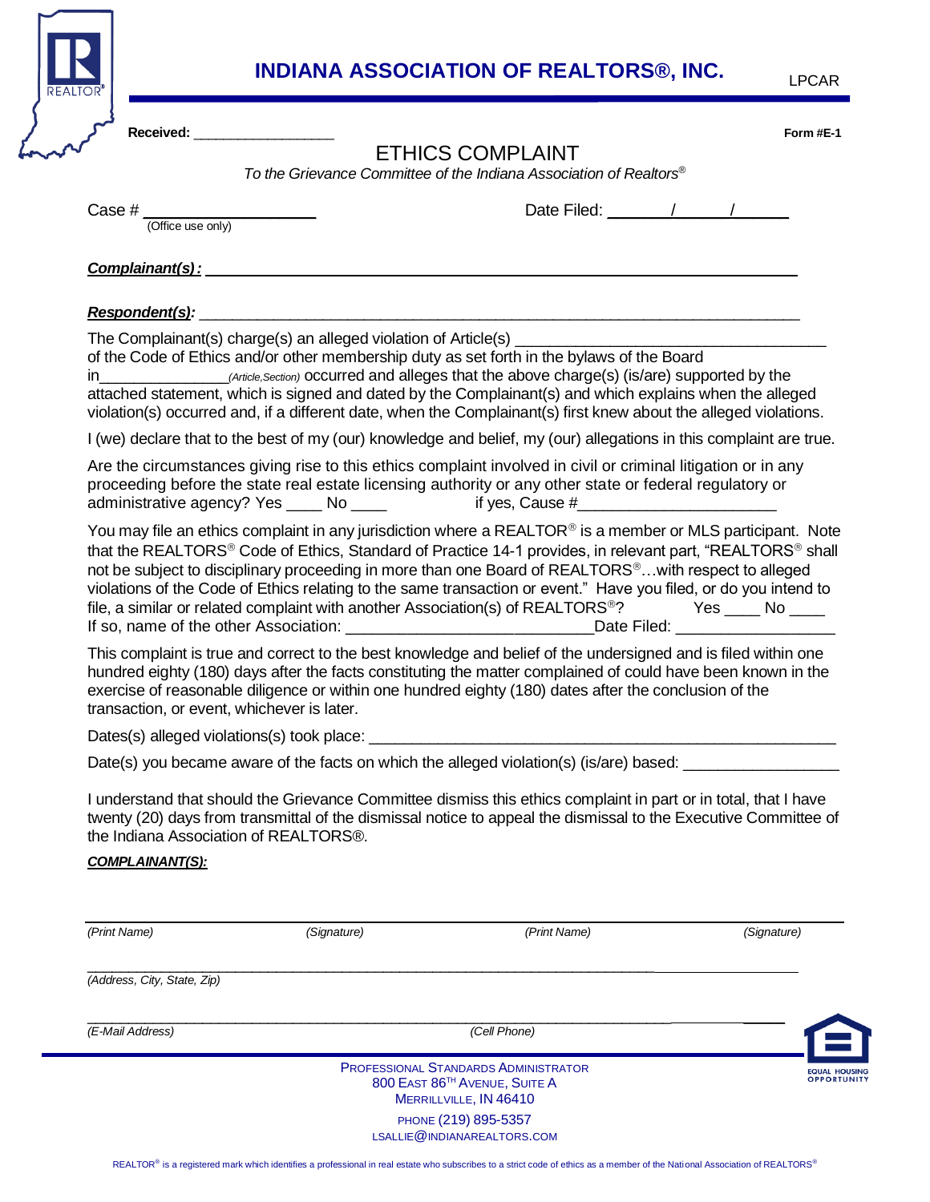# INDIANA ASSOCIATION OF REALTORS®, INC.

LPCAR

**Received:** ________________

**Form #E-1**

## ETHICS COMPLAINT

*To the Grievance Committee of the Indiana Association of Realtors®*

Case # ________________
(Office use only)

Date Filed: ______/______/______

***Complainant(s):*** ____________________________________________

***Respondent(s):*** ____________________________________________

The Complainant(s) charge(s) an alleged violation of Article(s) ______________________ of the Code of Ethics and/or other membership duty as set forth in the bylaws of the Board in______________*(Article,Section)* occurred and alleges that the above charge(s) (is/are) supported by the attached statement, which is signed and dated by the Complainant(s) and which explains when the alleged violation(s) occurred and, if a different date, when the Complainant(s) first knew about the alleged violations.

I (we) declare that to the best of my (our) knowledge and belief, my (our) allegations in this complaint are true.

Are the circumstances giving rise to this ethics complaint involved in civil or criminal litigation or in any proceeding before the state real estate licensing authority or any other state or federal regulatory or administrative agency? Yes ____ No ____ if yes, Cause #______________________

You may file an ethics complaint in any jurisdiction where a REALTOR® is a member or MLS participant. Note that the REALTORS® Code of Ethics, Standard of Practice 14-1 provides, in relevant part, "REALTORS® shall not be subject to disciplinary proceeding in more than one Board of REALTORS®…with respect to alleged violations of the Code of Ethics relating to the same transaction or event." Have you filed, or do you intend to file, a similar or related complaint with another Association(s) of REALTORS®? Yes ____ No ____
If so, name of the other Association: ___________________________Date Filed: _________________

This complaint is true and correct to the best knowledge and belief of the undersigned and is filed within one hundred eighty (180) days after the facts constituting the matter complained of could have been known in the exercise of reasonable diligence or within one hundred eighty (180) dates after the conclusion of the transaction, or event, whichever is later.

Dates(s) alleged violations(s) took place: ______________________________________________

Date(s) you became aware of the facts on which the alleged violation(s) (is/are) based: _________________

I understand that should the Grievance Committee dismiss this ethics complaint in part or in total, that I have twenty (20) days from transmittal of the dismissal notice to appeal the dismissal to the Executive Committee of the Indiana Association of REALTORS®.

***COMPLAINANT(S):***

_________________________________________________________________________

*(Print Name)* *(Signature)* *(Print Name)* *(Signature)*

_________________________________________________________________________

*(Address, City, State, Zip)*

_________________________________________________________________________

*(E-Mail Address)* *(Cell Phone)*

PROFESSIONAL STANDARDS ADMINISTRATOR
800 EAST 86TH AVENUE, SUITE A
MERRILLVILLE, IN 46410
PHONE (219) 895-5357
LSALLIE@INDIANAREALTORS.COM

REALTOR® is a registered mark which identifies a professional in real estate who subscribes to a strict code of ethics as a member of the National Association of REALTORS®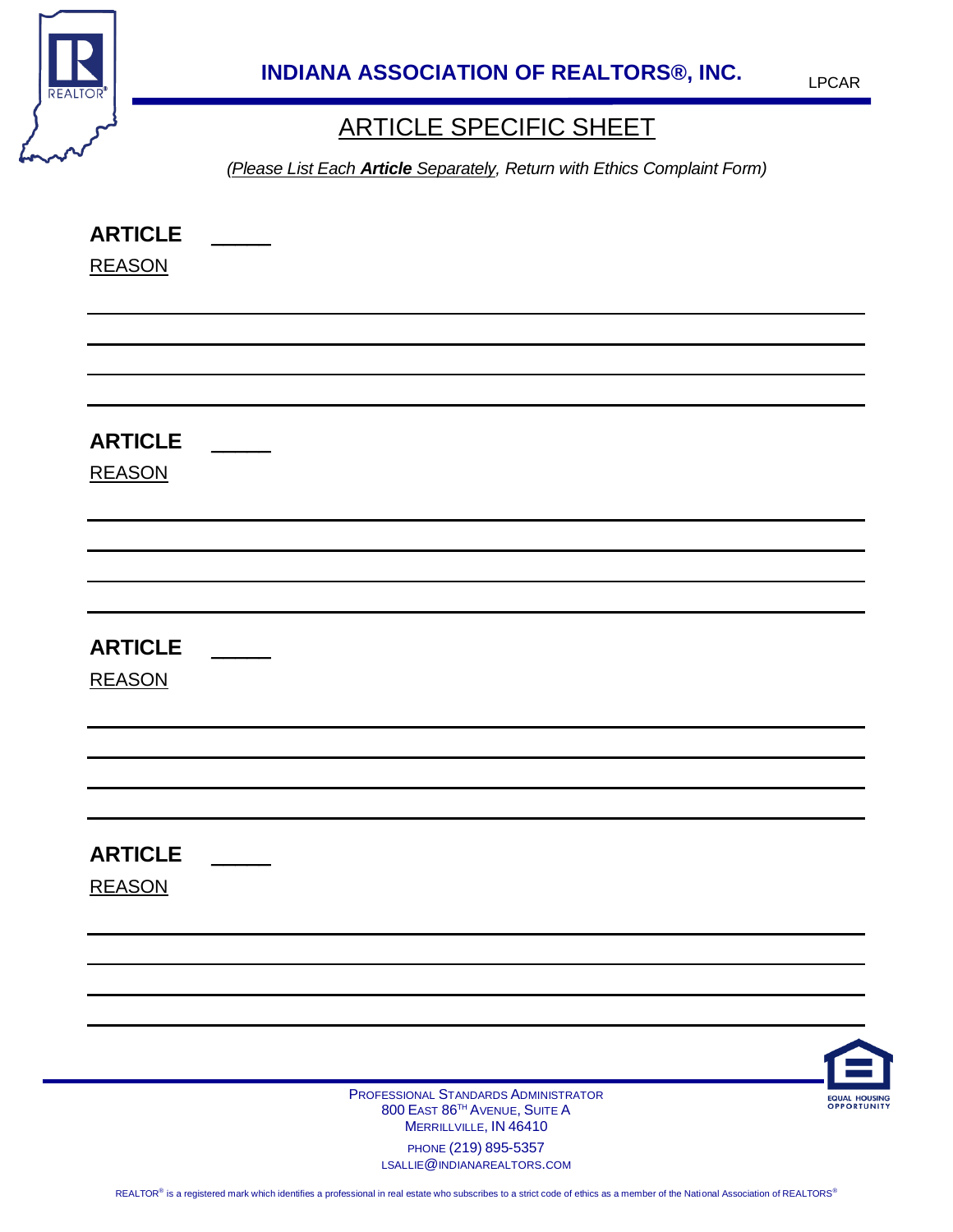# INDIANA ASSOCIATION OF REALTORS®, INC.

LPCAR

## ARTICLE SPECIFIC SHEET

*(Please List Each **Article** Separately, Return with Ethics Complaint Form)*

**ARTICLE** _____

REASON

______________________________________________________________________

______________________________________________________________________

______________________________________________________________________

______________________________________________________________________

**ARTICLE** _____

REASON

______________________________________________________________________

______________________________________________________________________

______________________________________________________________________

______________________________________________________________________

**ARTICLE** _____

REASON

______________________________________________________________________

______________________________________________________________________

______________________________________________________________________

______________________________________________________________________

**ARTICLE** _____

REASON

______________________________________________________________________

______________________________________________________________________

______________________________________________________________________

______________________________________________________________________

PROFESSIONAL STANDARDS ADMINISTRATOR
800 EAST 86TH AVENUE, SUITE A
MERRILLVILLE, IN 46410
PHONE (219) 895-5357
LSALLIE@INDIANAREALTORS.COM

EQUAL HOUSING OPPORTUNITY

REALTOR® is a registered mark which identifies a professional in real estate who subscribes to a strict code of ethics as a member of the National Association of REALTORS®